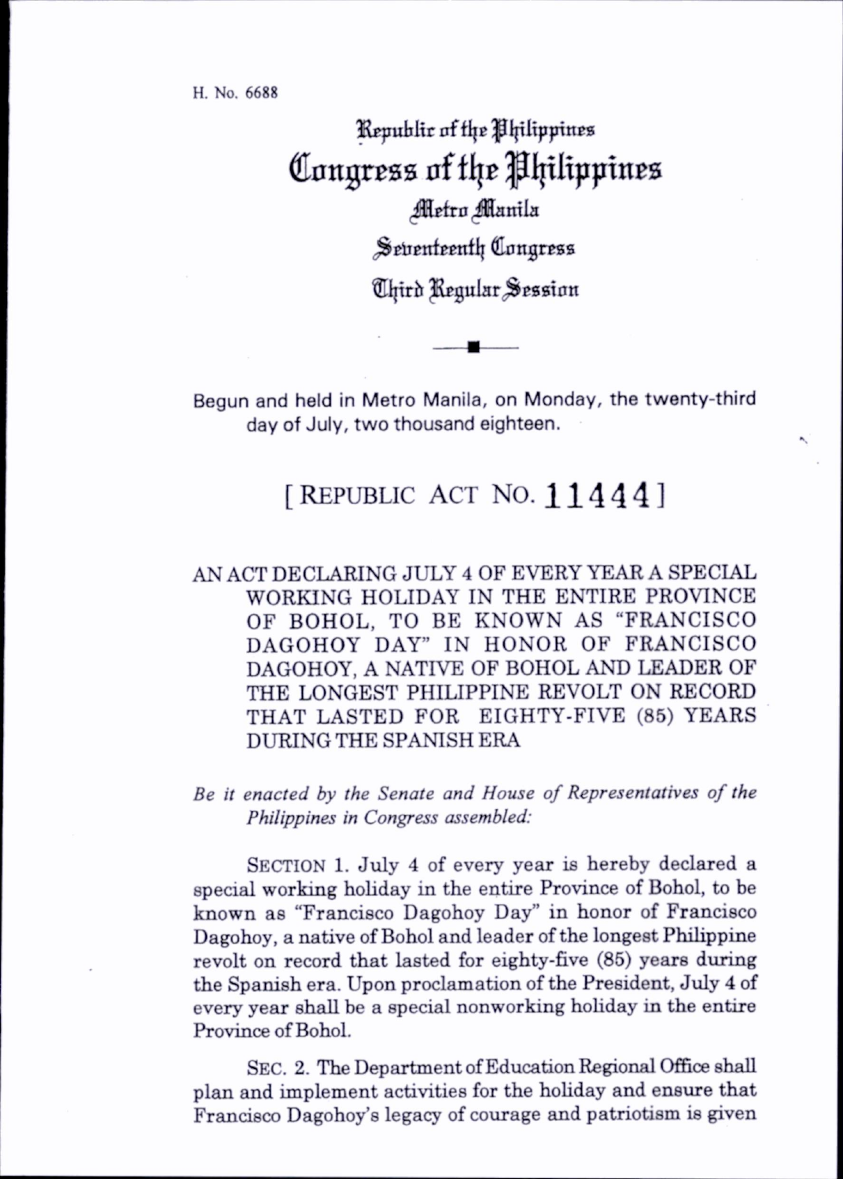H. No. 6688

Republic of the Philippines

# Congress of the Philippines

Metro Manila

Seventeenth Congress

Third Regular Session

Begun and held in Metro Manila, on Monday, the twenty-third day of July, two thousand eighteen.

## [ REPUBLIC ACT NO. 11444 ]

AN ACT DECLARING JULY 4 OF EVERY YEAR A SPECIAL WORKING HOLIDAY IN THE ENTIRE PROVINCE OF BOHOL, TO BE KNOWN AS "FRANCISCO DAGOHOY DAY" IN HONOR OF FRANCISCO DAGOHOY, A NATIVE OF BOHOL AND LEADER OF THE LONGEST PHILIPPINE REVOLT ON RECORD THAT LASTED FOR EIGHTY-FIVE (85) YEARS DURING THE SPANISH ERA

*Be it enacted by the Senate and House of Representatives of the Philippines in Congress assembled:*

SECTION 1. July 4 of every year is hereby declared a special working holiday in the entire Province of Bohol, to be known as "Francisco Dagohoy Day" in honor of Francisco Dagohoy, a native of Bohol and leader of the longest Philippine revolt on record that lasted for eighty-five (85) years during the Spanish era. Upon proclamation of the President, July 4 of every year shall be a special nonworking holiday in the entire Province of Bohol.

SEC. 2. The Department of Education Regional Office shall plan and implement activities for the holiday and ensure that Francisco Dagohoy's legacy of courage and patriotism is given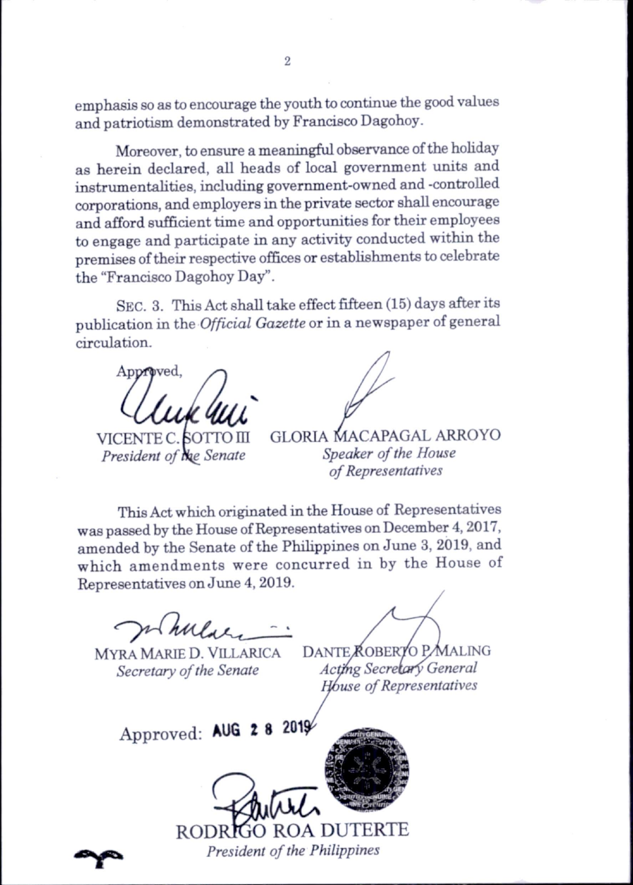emphasis so as to encourage the youth to continue the good values and patriotism demonstrated by Francisco Dagohoy.

Moreover, to ensure a meaningful observance of the holiday as herein declared, all heads of local government units and instrumentalities, including government-owned and -controlled corporations, and employers in the private sector shall encourage and afford sufficient time and opportunities for their employees to engage and participate in any activity conducted within the premises of their respective offices or establishments to celebrate the "Francisco Dagohoy Day".

SEC. 3. This Act shall take effect fifteen (15) days after its publication in the *Official Gazette* or in a newspaper of general circulation.

Approved,

VICENTE C. SOTTO III
*President of the Senate*

GLORIA MACAPAGAL ARROYO
*Speaker of the House of Representatives*

This Act which originated in the House of Representatives was passed by the House of Representatives on December 4, 2017, amended by the Senate of the Philippines on June 3, 2019, and which amendments were concurred in by the House of Representatives on June 4, 2019.

MYRA MARIE D. VILLARICA
*Secretary of the Senate*

DANTE ROBERTO P. MALING
*Acting Secretary General*
*House of Representatives*

Approved: **AUG 2 8 2019**

RODRIGO ROA DUTERTE
*President of the Philippines*